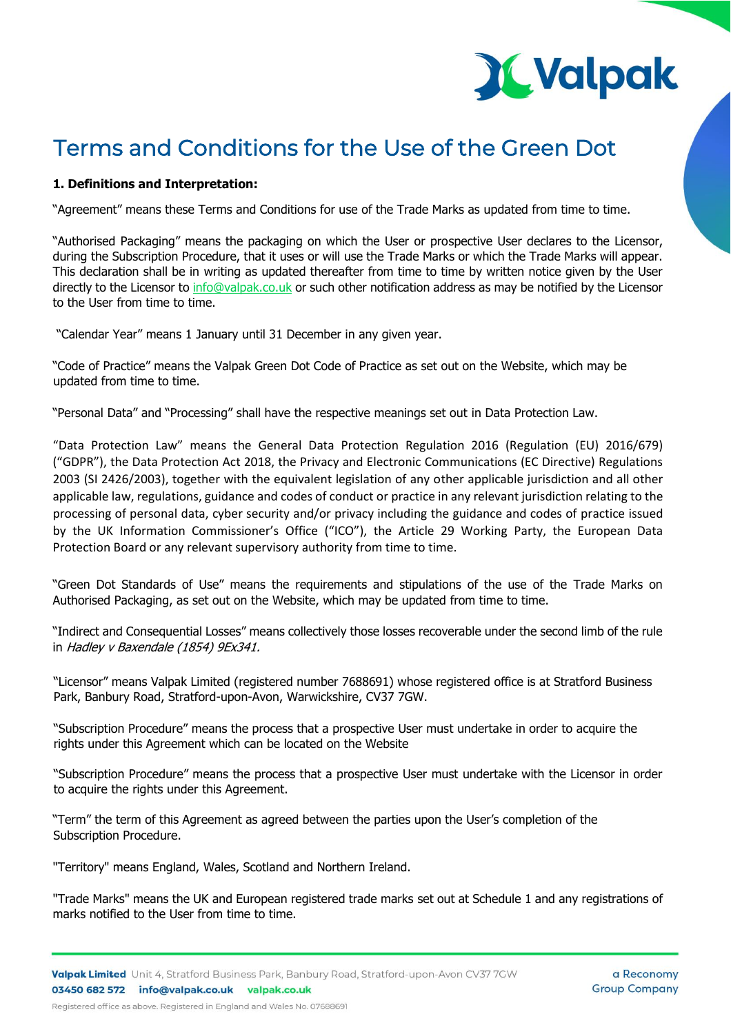# Terms and Conditions for the Use of the Green Dot

**1. Definitions and Interpretation:**

"Agreement" means these Terms and Conditions for use of the Trade Marks as updated from time to time.

"Authorised Packaging" means the packaging on which the User or prospective User declares to the Licensor, during the Subscription Procedure, that it uses or will use the Trade Marks or which the Trade Marks will appear. This declaration shall be in writing as updated thereafter from time to time by written notice given by the User directly to the Licensor to info@valpak.co.uk or such other notification address as may be notified by the Licensor to the User from time to time.

"Calendar Year" means 1 January until 31 December in any given year.

"Code of Practice" means the Valpak Green Dot Code of Practice as set out on the Website, which may be updated from time to time.

"Personal Data" and "Processing" shall have the respective meanings set out in Data Protection Law.

"Data Protection Law" means the General Data Protection Regulation 2016 (Regulation (EU) 2016/679) ("GDPR"), the Data Protection Act 2018, the Privacy and Electronic Communications (EC Directive) Regulations 2003 (SI 2426/2003), together with the equivalent legislation of any other applicable jurisdiction and all other applicable law, regulations, guidance and codes of conduct or practice in any relevant jurisdiction relating to the processing of personal data, cyber security and/or privacy including the guidance and codes of practice issued by the UK Information Commissioner's Office ("ICO"), the Article 29 Working Party, the European Data Protection Board or any relevant supervisory authority from time to time.

"Green Dot Standards of Use" means the requirements and stipulations of the use of the Trade Marks on Authorised Packaging, as set out on the Website, which may be updated from time to time.

"Indirect and Consequential Losses" means collectively those losses recoverable under the second limb of the rule in *Hadley v Baxendale (1854) 9Ex341.*

"Licensor" means Valpak Limited (registered number 7688691) whose registered office is at Stratford Business Park, Banbury Road, Stratford-upon-Avon, Warwickshire, CV37 7GW.

"Subscription Procedure" means the process that a prospective User must undertake in order to acquire the rights under this Agreement which can be located on the Website

"Subscription Procedure" means the process that a prospective User must undertake with the Licensor in order to acquire the rights under this Agreement.

"Term" the term of this Agreement as agreed between the parties upon the User's completion of the Subscription Procedure.

"Territory" means England, Wales, Scotland and Northern Ireland.

"Trade Marks" means the UK and European registered trade marks set out at Schedule 1 and any registrations of marks notified to the User from time to time.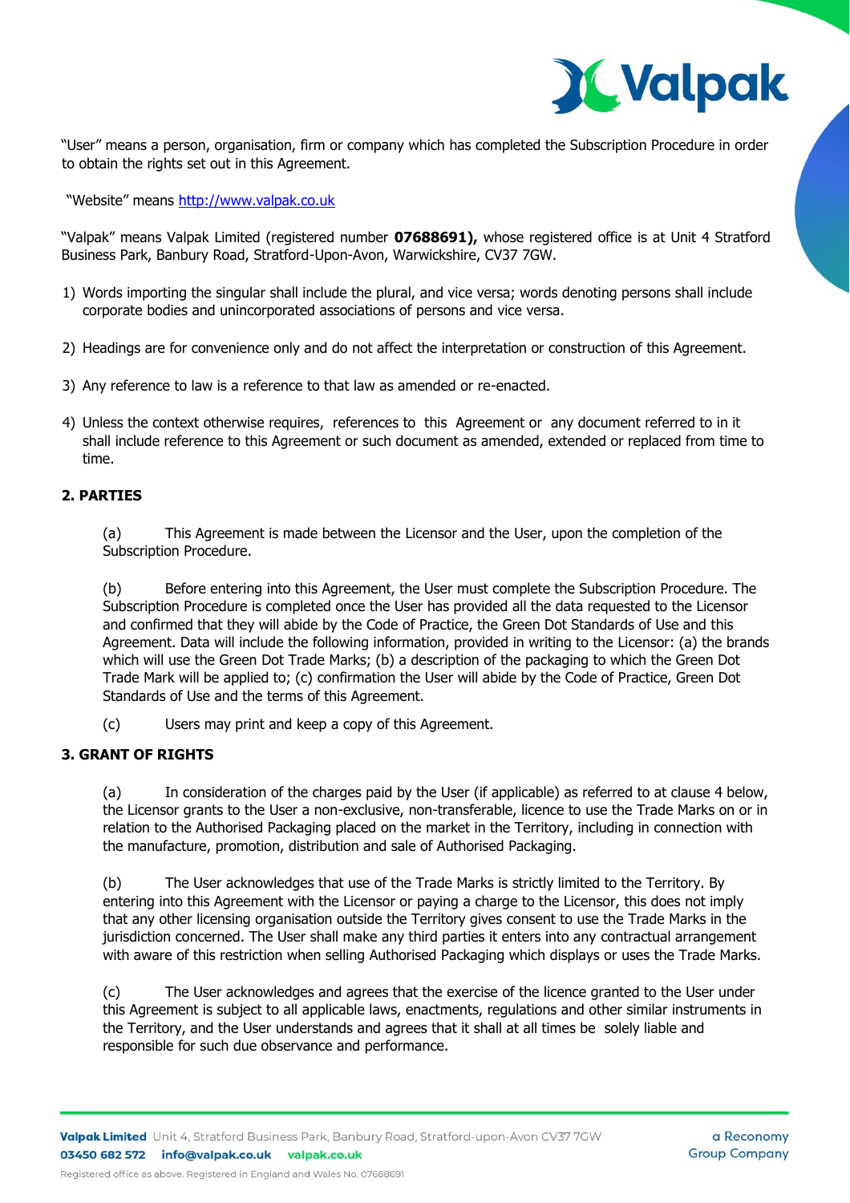"User" means a person, organisation, firm or company which has completed the Subscription Procedure in order to obtain the rights set out in this Agreement.

"Website" means http://www.valpak.co.uk

"Valpak" means Valpak Limited (registered number **07688691),** whose registered office is at Unit 4 Stratford Business Park, Banbury Road, Stratford-Upon-Avon, Warwickshire, CV37 7GW.

1) Words importing the singular shall include the plural, and vice versa; words denoting persons shall include corporate bodies and unincorporated associations of persons and vice versa.

2) Headings are for convenience only and do not affect the interpretation or construction of this Agreement.

3) Any reference to law is a reference to that law as amended or re-enacted.

4) Unless the context otherwise requires, references to this Agreement or any document referred to in it shall include reference to this Agreement or such document as amended, extended or replaced from time to time.

## 2. PARTIES

(a) This Agreement is made between the Licensor and the User, upon the completion of the Subscription Procedure.

(b) Before entering into this Agreement, the User must complete the Subscription Procedure. The Subscription Procedure is completed once the User has provided all the data requested to the Licensor and confirmed that they will abide by the Code of Practice, the Green Dot Standards of Use and this Agreement. Data will include the following information, provided in writing to the Licensor: (a) the brands which will use the Green Dot Trade Marks; (b) a description of the packaging to which the Green Dot Trade Mark will be applied to; (c) confirmation the User will abide by the Code of Practice, Green Dot Standards of Use and the terms of this Agreement.

(c) Users may print and keep a copy of this Agreement.

## 3. GRANT OF RIGHTS

(a) In consideration of the charges paid by the User (if applicable) as referred to at clause 4 below, the Licensor grants to the User a non-exclusive, non-transferable, licence to use the Trade Marks on or in relation to the Authorised Packaging placed on the market in the Territory, including in connection with the manufacture, promotion, distribution and sale of Authorised Packaging.

(b) The User acknowledges that use of the Trade Marks is strictly limited to the Territory. By entering into this Agreement with the Licensor or paying a charge to the Licensor, this does not imply that any other licensing organisation outside the Territory gives consent to use the Trade Marks in the jurisdiction concerned. The User shall make any third parties it enters into any contractual arrangement with aware of this restriction when selling Authorised Packaging which displays or uses the Trade Marks.

(c) The User acknowledges and agrees that the exercise of the licence granted to the User under this Agreement is subject to all applicable laws, enactments, regulations and other similar instruments in the Territory, and the User understands and agrees that it shall at all times be solely liable and responsible for such due observance and performance.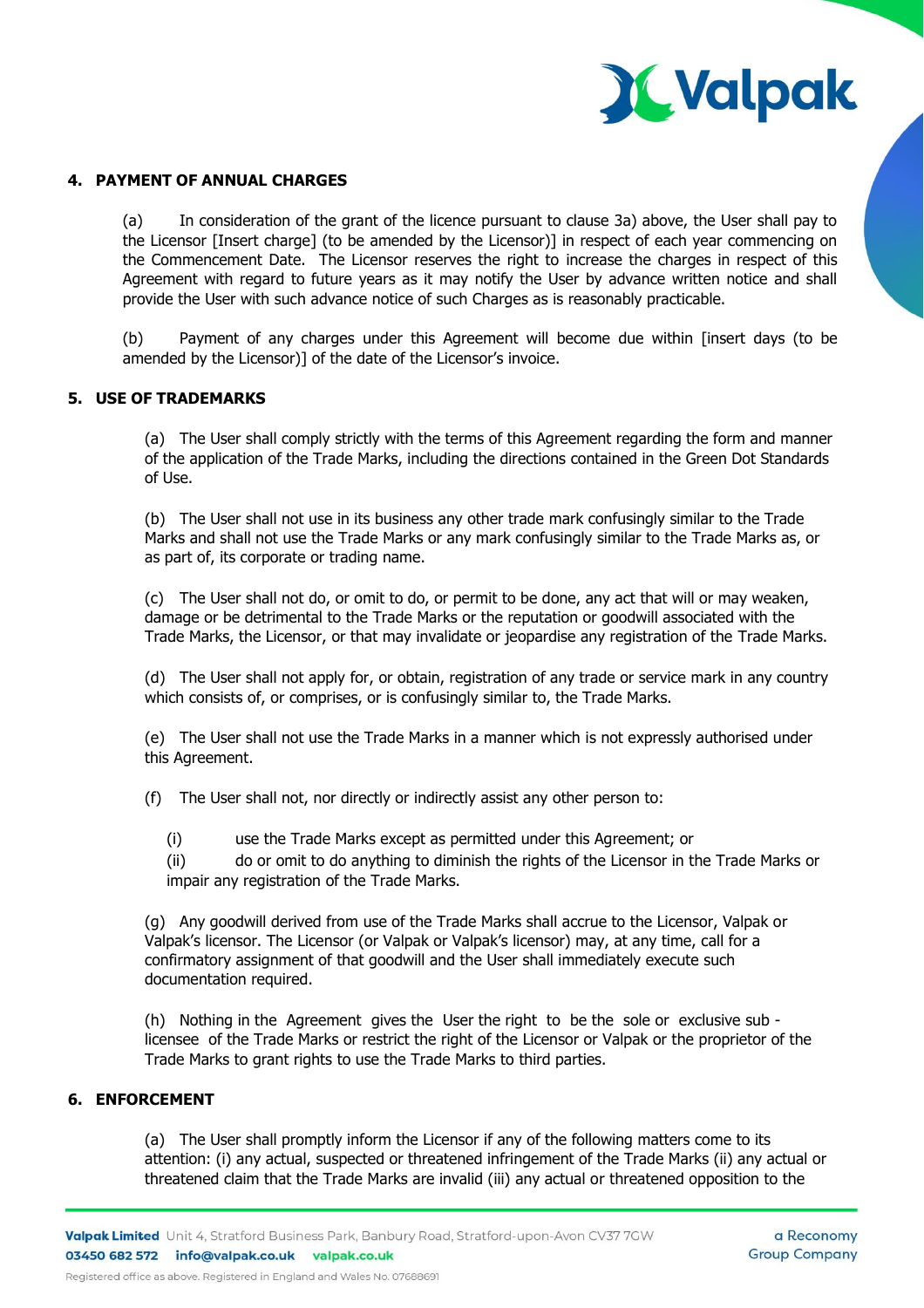## 4. PAYMENT OF ANNUAL CHARGES

(a) In consideration of the grant of the licence pursuant to clause 3a) above, the User shall pay to the Licensor [Insert charge] (to be amended by the Licensor)] in respect of each year commencing on the Commencement Date. The Licensor reserves the right to increase the charges in respect of this Agreement with regard to future years as it may notify the User by advance written notice and shall provide the User with such advance notice of such Charges as is reasonably practicable.

(b) Payment of any charges under this Agreement will become due within [insert days (to be amended by the Licensor)] of the date of the Licensor's invoice.

## 5. USE OF TRADEMARKS

(a) The User shall comply strictly with the terms of this Agreement regarding the form and manner of the application of the Trade Marks, including the directions contained in the Green Dot Standards of Use.

(b) The User shall not use in its business any other trade mark confusingly similar to the Trade Marks and shall not use the Trade Marks or any mark confusingly similar to the Trade Marks as, or as part of, its corporate or trading name.

(c) The User shall not do, or omit to do, or permit to be done, any act that will or may weaken, damage or be detrimental to the Trade Marks or the reputation or goodwill associated with the Trade Marks, the Licensor, or that may invalidate or jeopardise any registration of the Trade Marks.

(d) The User shall not apply for, or obtain, registration of any trade or service mark in any country which consists of, or comprises, or is confusingly similar to, the Trade Marks.

(e) The User shall not use the Trade Marks in a manner which is not expressly authorised under this Agreement.

(f) The User shall not, nor directly or indirectly assist any other person to:

(i) use the Trade Marks except as permitted under this Agreement; or
(ii) do or omit to do anything to diminish the rights of the Licensor in the Trade Marks or impair any registration of the Trade Marks.

(g) Any goodwill derived from use of the Trade Marks shall accrue to the Licensor, Valpak or Valpak's licensor. The Licensor (or Valpak or Valpak's licensor) may, at any time, call for a confirmatory assignment of that goodwill and the User shall immediately execute such documentation required.

(h) Nothing in the Agreement gives the User the right to be the sole or exclusive sub - licensee of the Trade Marks or restrict the right of the Licensor or Valpak or the proprietor of the Trade Marks to grant rights to use the Trade Marks to third parties.

## 6. ENFORCEMENT

(a) The User shall promptly inform the Licensor if any of the following matters come to its attention: (i) any actual, suspected or threatened infringement of the Trade Marks (ii) any actual or threatened claim that the Trade Marks are invalid (iii) any actual or threatened opposition to the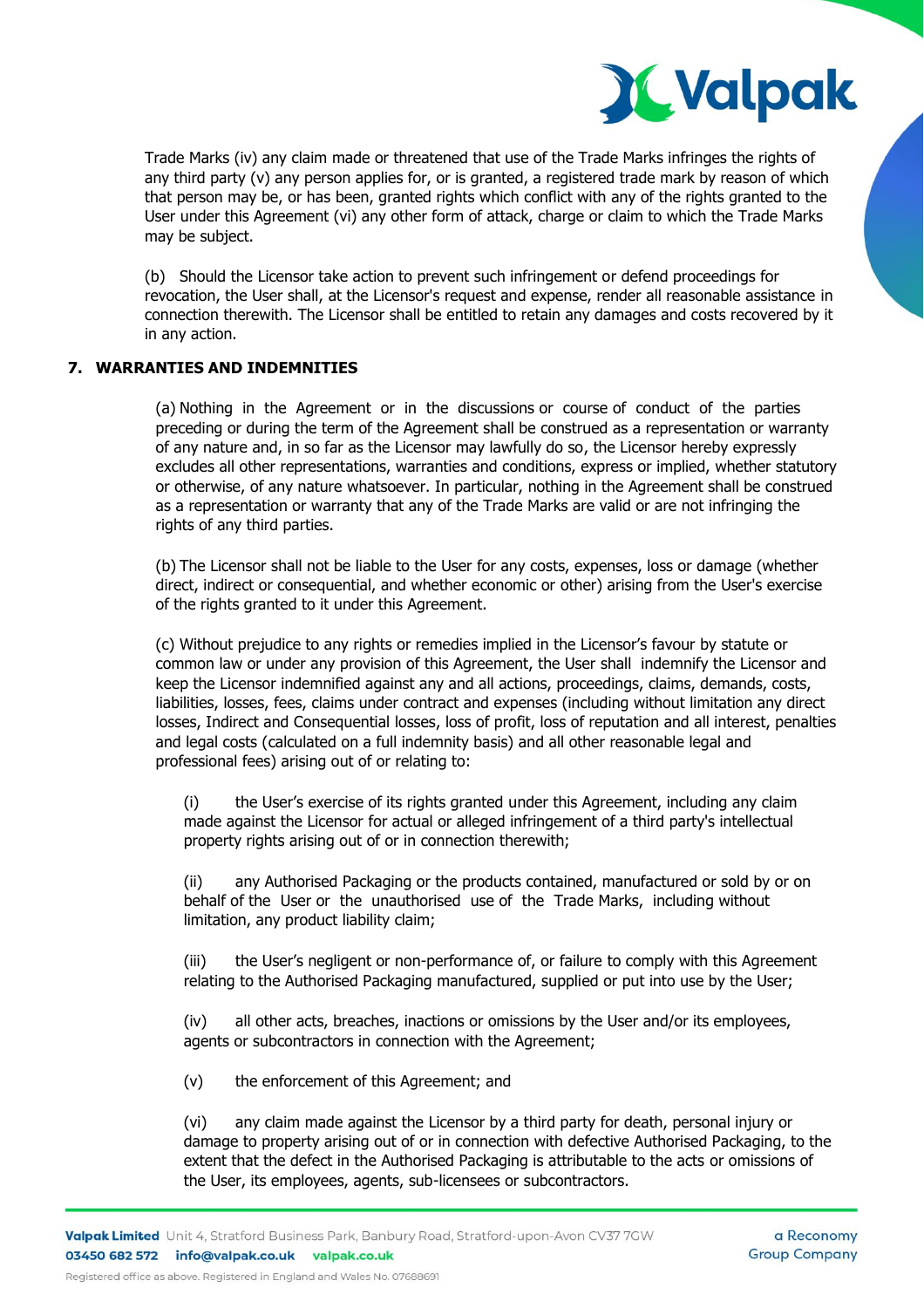Trade Marks (iv) any claim made or threatened that use of the Trade Marks infringes the rights of any third party (v) any person applies for, or is granted, a registered trade mark by reason of which that person may be, or has been, granted rights which conflict with any of the rights granted to the User under this Agreement (vi) any other form of attack, charge or claim to which the Trade Marks may be subject.

(b) Should the Licensor take action to prevent such infringement or defend proceedings for revocation, the User shall, at the Licensor's request and expense, render all reasonable assistance in connection therewith. The Licensor shall be entitled to retain any damages and costs recovered by it in any action.

## 7. WARRANTIES AND INDEMNITIES

(a) Nothing in the Agreement or in the discussions or course of conduct of the parties preceding or during the term of the Agreement shall be construed as a representation or warranty of any nature and, in so far as the Licensor may lawfully do so, the Licensor hereby expressly excludes all other representations, warranties and conditions, express or implied, whether statutory or otherwise, of any nature whatsoever. In particular, nothing in the Agreement shall be construed as a representation or warranty that any of the Trade Marks are valid or are not infringing the rights of any third parties.

(b) The Licensor shall not be liable to the User for any costs, expenses, loss or damage (whether direct, indirect or consequential, and whether economic or other) arising from the User's exercise of the rights granted to it under this Agreement.

(c) Without prejudice to any rights or remedies implied in the Licensor's favour by statute or common law or under any provision of this Agreement, the User shall indemnify the Licensor and keep the Licensor indemnified against any and all actions, proceedings, claims, demands, costs, liabilities, losses, fees, claims under contract and expenses (including without limitation any direct losses, Indirect and Consequential losses, loss of profit, loss of reputation and all interest, penalties and legal costs (calculated on a full indemnity basis) and all other reasonable legal and professional fees) arising out of or relating to:

(i) the User's exercise of its rights granted under this Agreement, including any claim made against the Licensor for actual or alleged infringement of a third party's intellectual property rights arising out of or in connection therewith;

(ii) any Authorised Packaging or the products contained, manufactured or sold by or on behalf of the User or the unauthorised use of the Trade Marks, including without limitation, any product liability claim;

(iii) the User's negligent or non-performance of, or failure to comply with this Agreement relating to the Authorised Packaging manufactured, supplied or put into use by the User;

(iv) all other acts, breaches, inactions or omissions by the User and/or its employees, agents or subcontractors in connection with the Agreement;

(v) the enforcement of this Agreement; and

(vi) any claim made against the Licensor by a third party for death, personal injury or damage to property arising out of or in connection with defective Authorised Packaging, to the extent that the defect in the Authorised Packaging is attributable to the acts or omissions of the User, its employees, agents, sub-licensees or subcontractors.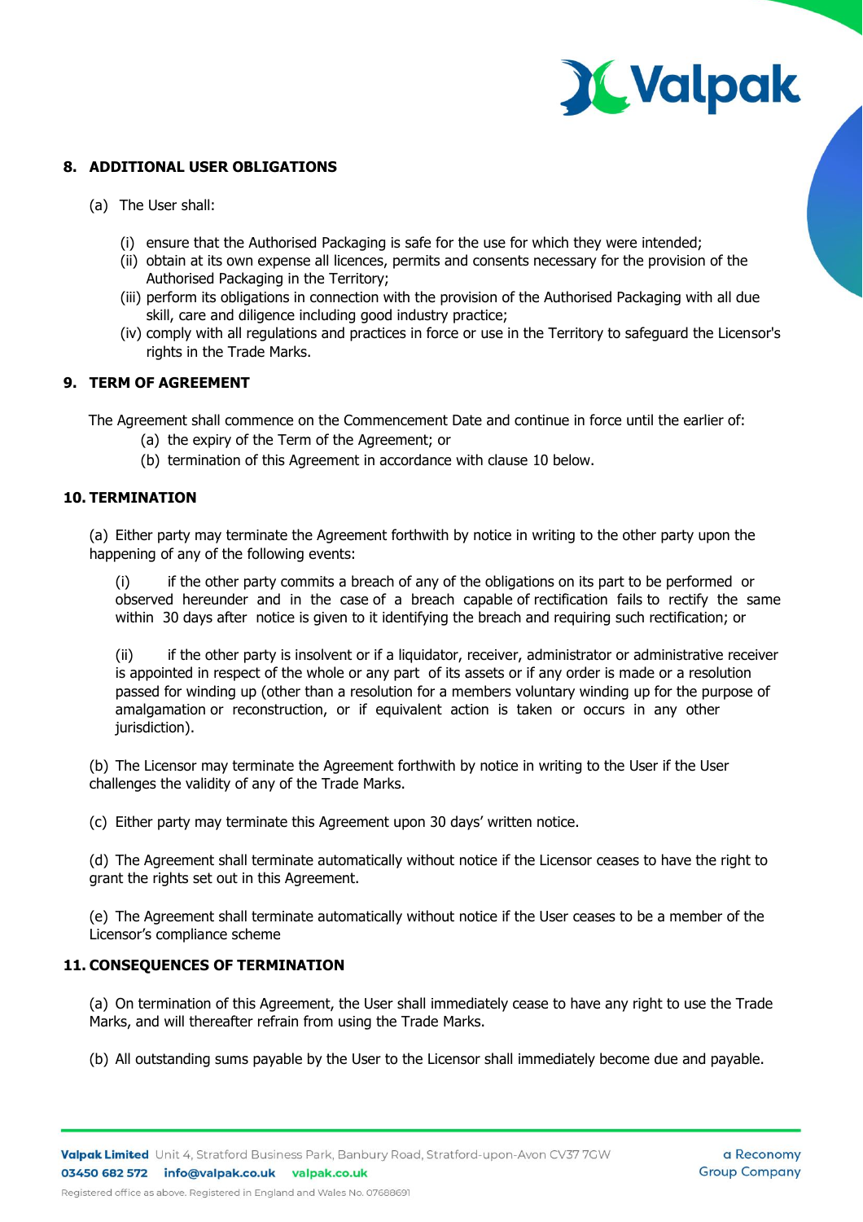## 8. ADDITIONAL USER OBLIGATIONS

(a) The User shall:

(i) ensure that the Authorised Packaging is safe for the use for which they were intended;

(ii) obtain at its own expense all licences, permits and consents necessary for the provision of the Authorised Packaging in the Territory;

(iii) perform its obligations in connection with the provision of the Authorised Packaging with all due skill, care and diligence including good industry practice;

(iv) comply with all regulations and practices in force or use in the Territory to safeguard the Licensor's rights in the Trade Marks.

## 9. TERM OF AGREEMENT

The Agreement shall commence on the Commencement Date and continue in force until the earlier of:

(a) the expiry of the Term of the Agreement; or

(b) termination of this Agreement in accordance with clause 10 below.

## 10. TERMINATION

(a) Either party may terminate the Agreement forthwith by notice in writing to the other party upon the happening of any of the following events:

(i) if the other party commits a breach of any of the obligations on its part to be performed or observed hereunder and in the case of a breach capable of rectification fails to rectify the same within 30 days after notice is given to it identifying the breach and requiring such rectification; or

(ii) if the other party is insolvent or if a liquidator, receiver, administrator or administrative receiver is appointed in respect of the whole or any part of its assets or if any order is made or a resolution passed for winding up (other than a resolution for a members voluntary winding up for the purpose of amalgamation or reconstruction, or if equivalent action is taken or occurs in any other jurisdiction).

(b) The Licensor may terminate the Agreement forthwith by notice in writing to the User if the User challenges the validity of any of the Trade Marks.

(c) Either party may terminate this Agreement upon 30 days' written notice.

(d) The Agreement shall terminate automatically without notice if the Licensor ceases to have the right to grant the rights set out in this Agreement.

(e) The Agreement shall terminate automatically without notice if the User ceases to be a member of the Licensor's compliance scheme

## 11. CONSEQUENCES OF TERMINATION

(a) On termination of this Agreement, the User shall immediately cease to have any right to use the Trade Marks, and will thereafter refrain from using the Trade Marks.

(b) All outstanding sums payable by the User to the Licensor shall immediately become due and payable.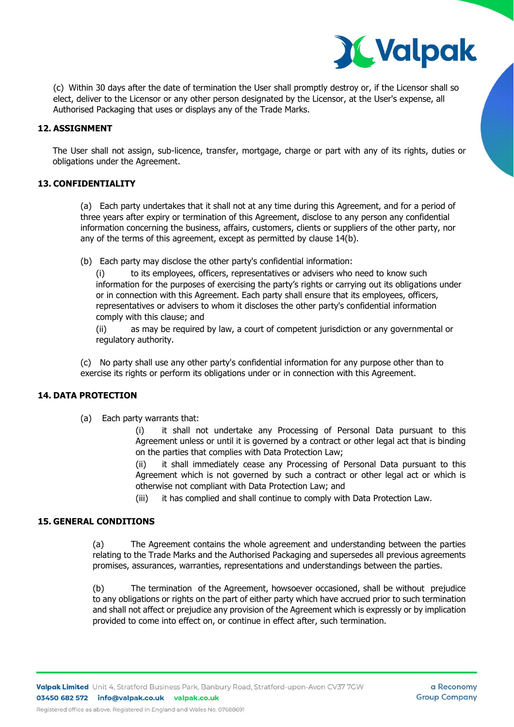(c) Within 30 days after the date of termination the User shall promptly destroy or, if the Licensor shall so elect, deliver to the Licensor or any other person designated by the Licensor, at the User's expense, all Authorised Packaging that uses or displays any of the Trade Marks.

## 12. ASSIGNMENT

The User shall not assign, sub-licence, transfer, mortgage, charge or part with any of its rights, duties or obligations under the Agreement.

## 13. CONFIDENTIALITY

(a) Each party undertakes that it shall not at any time during this Agreement, and for a period of three years after expiry or termination of this Agreement, disclose to any person any confidential information concerning the business, affairs, customers, clients or suppliers of the other party, nor any of the terms of this agreement, except as permitted by clause 14(b).

(b) Each party may disclose the other party's confidential information:

(i) to its employees, officers, representatives or advisers who need to know such information for the purposes of exercising the party's rights or carrying out its obligations under or in connection with this Agreement. Each party shall ensure that its employees, officers, representatives or advisers to whom it discloses the other party's confidential information comply with this clause; and

(ii) as may be required by law, a court of competent jurisdiction or any governmental or regulatory authority.

(c) No party shall use any other party's confidential information for any purpose other than to exercise its rights or perform its obligations under or in connection with this Agreement.

## 14. DATA PROTECTION

(a) Each party warrants that:

(i) it shall not undertake any Processing of Personal Data pursuant to this Agreement unless or until it is governed by a contract or other legal act that is binding on the parties that complies with Data Protection Law;

(ii) it shall immediately cease any Processing of Personal Data pursuant to this Agreement which is not governed by such a contract or other legal act or which is otherwise not compliant with Data Protection Law; and

(iii) it has complied and shall continue to comply with Data Protection Law.

## 15. GENERAL CONDITIONS

(a) The Agreement contains the whole agreement and understanding between the parties relating to the Trade Marks and the Authorised Packaging and supersedes all previous agreements promises, assurances, warranties, representations and understandings between the parties.

(b) The termination of the Agreement, howsoever occasioned, shall be without prejudice to any obligations or rights on the part of either party which have accrued prior to such termination and shall not affect or prejudice any provision of the Agreement which is expressly or by implication provided to come into effect on, or continue in effect after, such termination.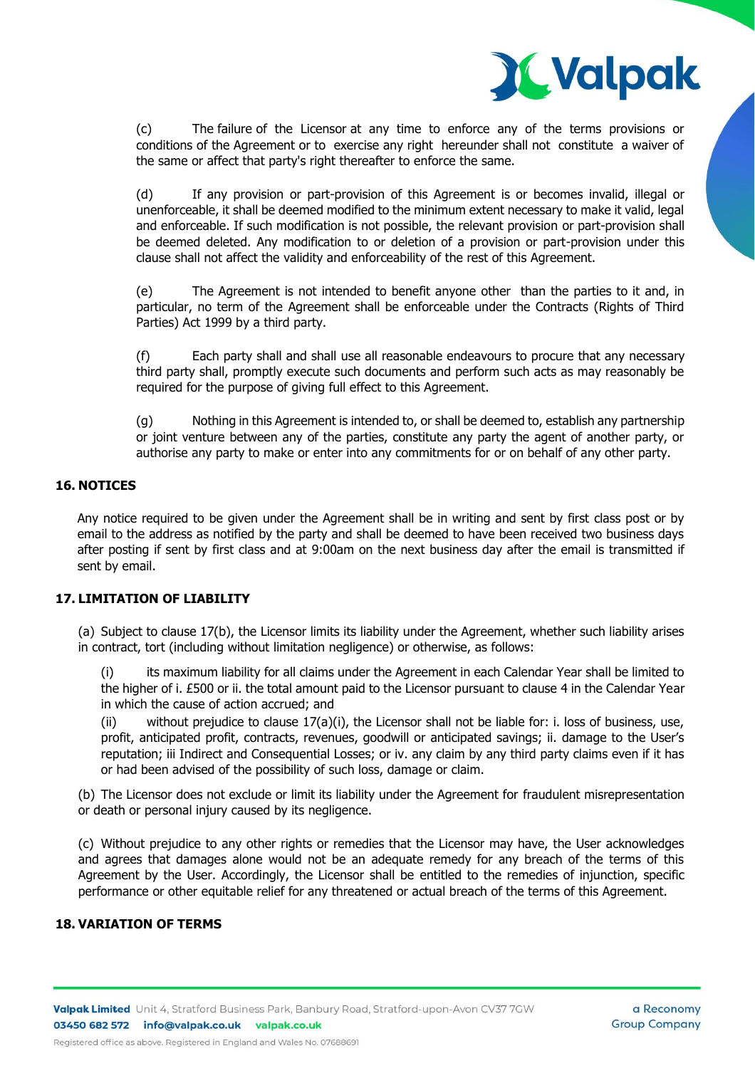(c) The failure of the Licensor at any time to enforce any of the terms provisions or conditions of the Agreement or to exercise any right hereunder shall not constitute a waiver of the same or affect that party's right thereafter to enforce the same.

(d) If any provision or part-provision of this Agreement is or becomes invalid, illegal or unenforceable, it shall be deemed modified to the minimum extent necessary to make it valid, legal and enforceable. If such modification is not possible, the relevant provision or part-provision shall be deemed deleted. Any modification to or deletion of a provision or part-provision under this clause shall not affect the validity and enforceability of the rest of this Agreement.

(e) The Agreement is not intended to benefit anyone other than the parties to it and, in particular, no term of the Agreement shall be enforceable under the Contracts (Rights of Third Parties) Act 1999 by a third party.

(f) Each party shall and shall use all reasonable endeavours to procure that any necessary third party shall, promptly execute such documents and perform such acts as may reasonably be required for the purpose of giving full effect to this Agreement.

(g) Nothing in this Agreement is intended to, or shall be deemed to, establish any partnership or joint venture between any of the parties, constitute any party the agent of another party, or authorise any party to make or enter into any commitments for or on behalf of any other party.

## 16. NOTICES

Any notice required to be given under the Agreement shall be in writing and sent by first class post or by email to the address as notified by the party and shall be deemed to have been received two business days after posting if sent by first class and at 9:00am on the next business day after the email is transmitted if sent by email.

## 17. LIMITATION OF LIABILITY

(a) Subject to clause 17(b), the Licensor limits its liability under the Agreement, whether such liability arises in contract, tort (including without limitation negligence) or otherwise, as follows:

(i) its maximum liability for all claims under the Agreement in each Calendar Year shall be limited to the higher of i. £500 or ii. the total amount paid to the Licensor pursuant to clause 4 in the Calendar Year in which the cause of action accrued; and

(ii) without prejudice to clause 17(a)(i), the Licensor shall not be liable for: i. loss of business, use, profit, anticipated profit, contracts, revenues, goodwill or anticipated savings; ii. damage to the User's reputation; iii Indirect and Consequential Losses; or iv. any claim by any third party claims even if it has or had been advised of the possibility of such loss, damage or claim.

(b) The Licensor does not exclude or limit its liability under the Agreement for fraudulent misrepresentation or death or personal injury caused by its negligence.

(c) Without prejudice to any other rights or remedies that the Licensor may have, the User acknowledges and agrees that damages alone would not be an adequate remedy for any breach of the terms of this Agreement by the User. Accordingly, the Licensor shall be entitled to the remedies of injunction, specific performance or other equitable relief for any threatened or actual breach of the terms of this Agreement.

## 18. VARIATION OF TERMS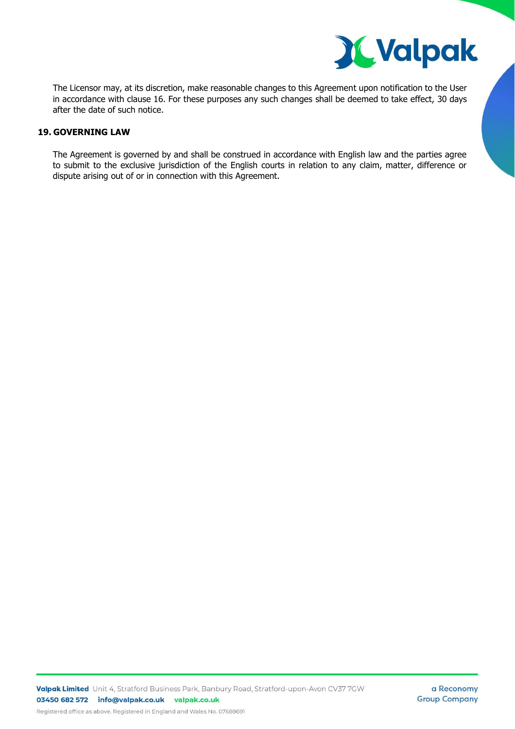The Licensor may, at its discretion, make reasonable changes to this Agreement upon notification to the User in accordance with clause 16. For these purposes any such changes shall be deemed to take effect, 30 days after the date of such notice.

## 19. GOVERNING LAW

The Agreement is governed by and shall be construed in accordance with English law and the parties agree to submit to the exclusive jurisdiction of the English courts in relation to any claim, matter, difference or dispute arising out of or in connection with this Agreement.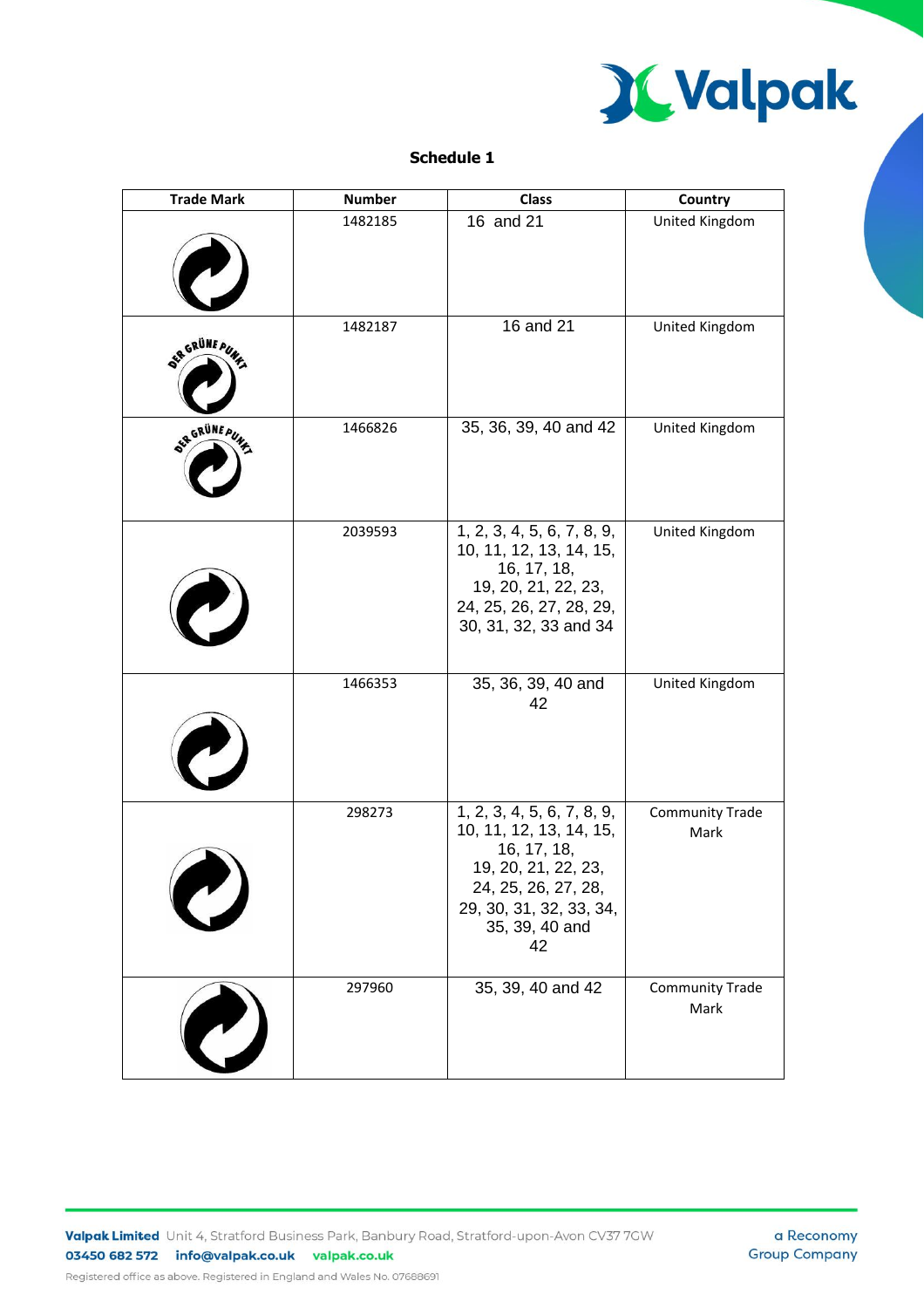**Schedule 1**

| Trade Mark | Number | Class | Country |
|---|---|---|---|
| | 1482185 | 16 and 21 | United Kingdom |
| DER GRÜNE PUNKT | 1482187 | 16 and 21 | United Kingdom |
| DER GRÜNE PUNKT | 1466826 | 35, 36, 39, 40 and 42 | United Kingdom |
| | 2039593 | 1, 2, 3, 4, 5, 6, 7, 8, 9, 10, 11, 12, 13, 14, 15, 16, 17, 18, 19, 20, 21, 22, 23, 24, 25, 26, 27, 28, 29, 30, 31, 32, 33 and 34 | United Kingdom |
| | 1466353 | 35, 36, 39, 40 and 42 | United Kingdom |
| | 298273 | 1, 2, 3, 4, 5, 6, 7, 8, 9, 10, 11, 12, 13, 14, 15, 16, 17, 18, 19, 20, 21, 22, 23, 24, 25, 26, 27, 28, 29, 30, 31, 32, 33, 34, 35, 39, 40 and 42 | Community Trade Mark |
| | 297960 | 35, 39, 40 and 42 | Community Trade Mark |